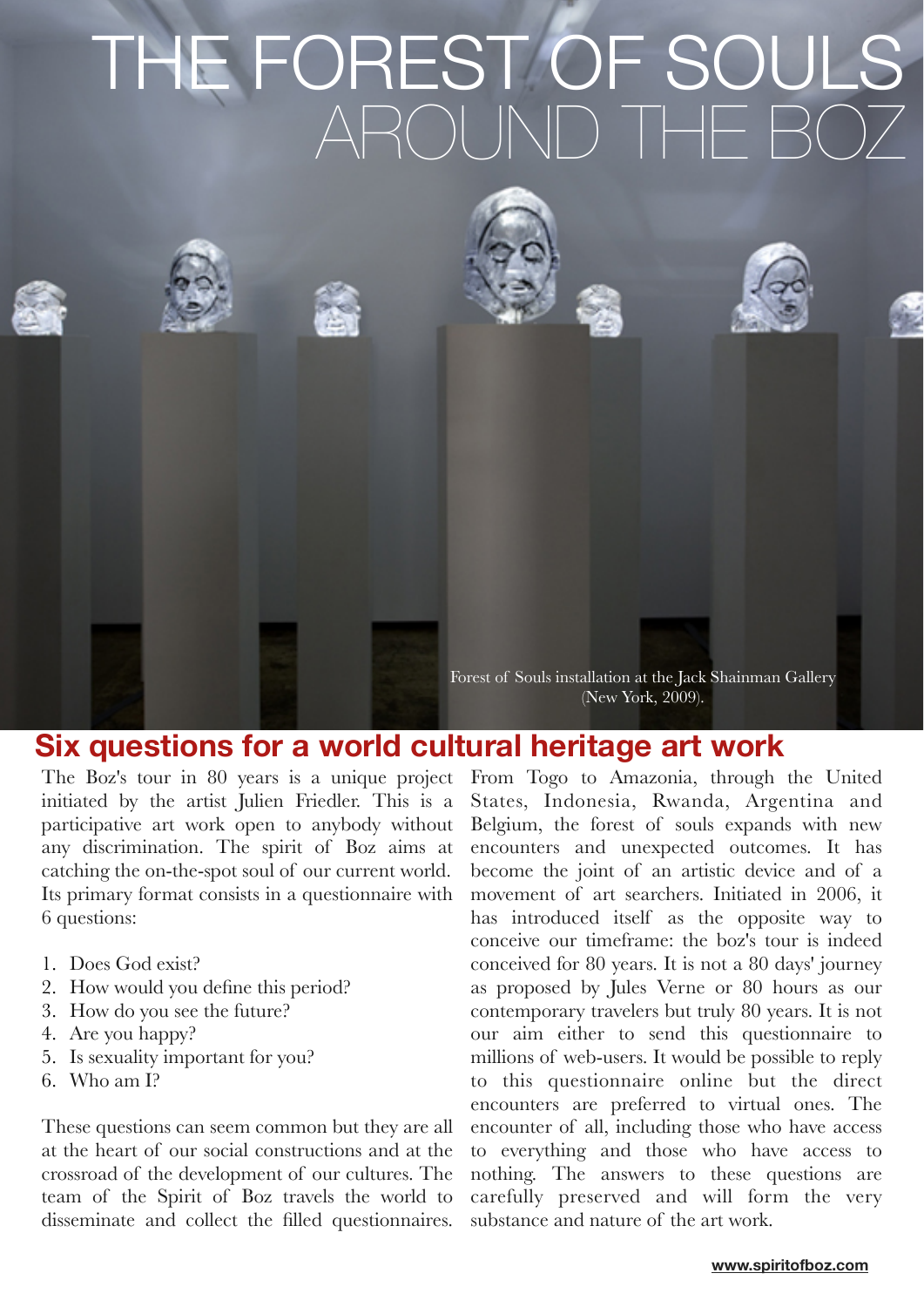# THE FOREST OF SOULS AROUND THE BOZ

Forest of Souls installation at the Jack Shainman Gallery (New York, 2009).

## Six questions for a world cultural heritage art work

The Boz's tour in 80 years is a unique project initiated by the artist Julien Friedler. This is a participative art work open to anybody without any discrimination. The spirit of Boz aims at catching the on-the-spot soul of our current world. Its primary format consists in a questionnaire with 6 questions:

1. Does God exist?
2. How would you define this period?
3. How do you see the future?
4. Are you happy?
5. Is sexuality important for you?
6. Who am I?

These questions can seem common but they are all at the heart of our social constructions and at the crossroad of the development of our cultures. The team of the Spirit of Boz travels the world to disseminate and collect the filled questionnaires. From Togo to Amazonia, through the United States, Indonesia, Rwanda, Argentina and Belgium, the forest of souls expands with new encounters and unexpected outcomes. It has become the joint of an artistic device and of a movement of art searchers. Initiated in 2006, it has introduced itself as the opposite way to conceive our timeframe: the boz's tour is indeed conceived for 80 years. It is not a 80 days' journey as proposed by Jules Verne or 80 hours as our contemporary travelers but truly 80 years. It is not our aim either to send this questionnaire to millions of web-users. It would be possible to reply to this questionnaire online but the direct encounters are preferred to virtual ones. The encounter of all, including those who have access to everything and those who have access to nothing. The answers to these questions are carefully preserved and will form the very substance and nature of the art work.

**www.spiritofboz.com**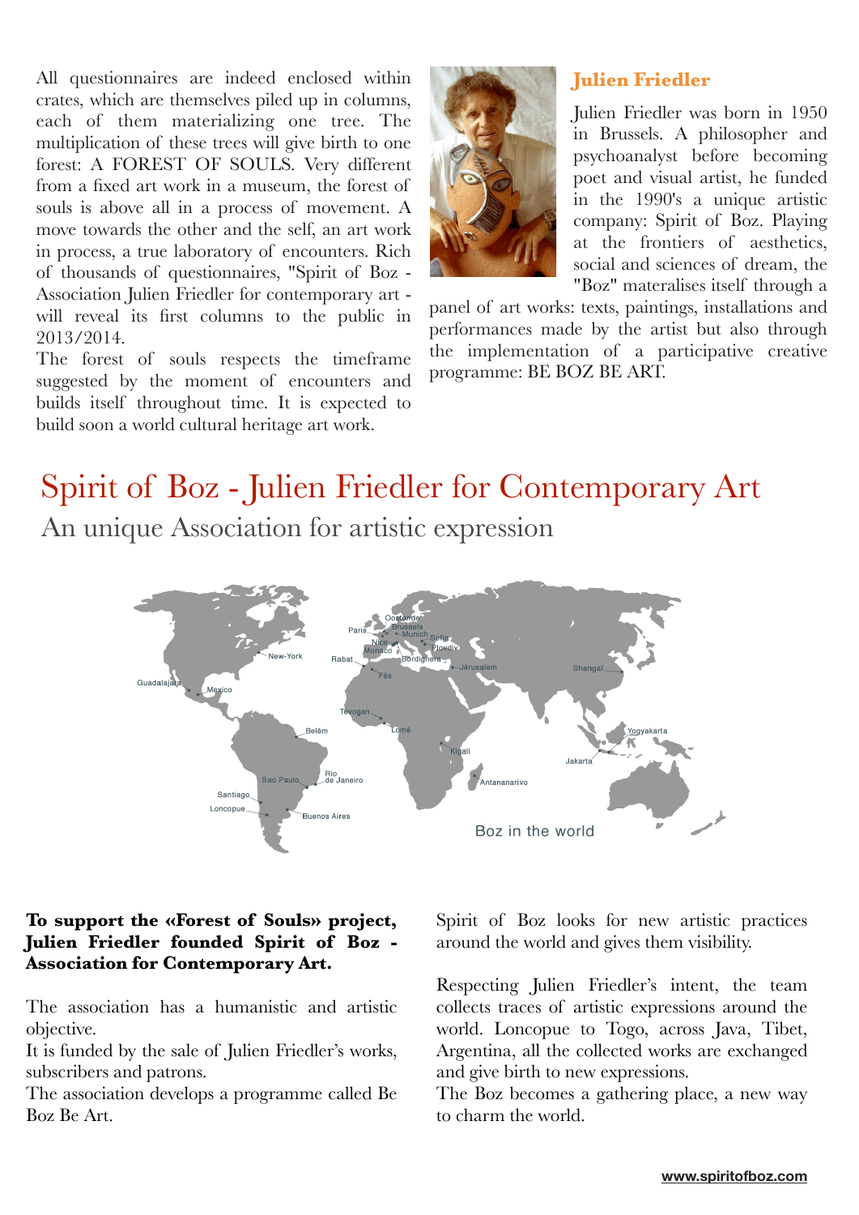All questionnaires are indeed enclosed within crates, which are themselves piled up in columns, each of them materializing one tree. The multiplication of these trees will give birth to one forest: A FOREST OF SOULS. Very different from a fixed art work in a museum, the forest of souls is above all in a process of movement. A move towards the other and the self, an art work in process, a true laboratory of encounters. Rich of thousands of questionnaires, "Spirit of Boz - Association Julien Friedler for contemporary art - will reveal its first columns to the public in 2013/2014.

The forest of souls respects the timeframe suggested by the moment of encounters and builds itself throughout time. It is expected to build soon a world cultural heritage art work.

### Julien Friedler

Julien Friedler was born in 1950 in Brussels. A philosopher and psychoanalyst before becoming poet and visual artist, he funded in the 1990's a unique artistic company: Spirit of Boz. Playing at the frontiers of aesthetics, social and sciences of dream, the "Boz" materalises itself through a panel of art works: texts, paintings, installations and performances made by the artist but also through the implementation of a participative creative programme: BE BOZ BE ART.

# Spirit of Boz - Julien Friedler for Contemporary Art

## An unique Association for artistic expression

Boz in the world

**To support the «Forest of Souls» project, Julien Friedler founded Spirit of Boz - Association for Contemporary Art.**

The association has a humanistic and artistic objective.

It is funded by the sale of Julien Friedler's works, subscribers and patrons.

The association develops a programme called Be Boz Be Art.

Spirit of Boz looks for new artistic practices around the world and gives them visibility.

Respecting Julien Friedler's intent, the team collects traces of artistic expressions around the world. Loncopue to Togo, across Java, Tibet, Argentina, all the collected works are exchanged and give birth to new expressions.

The Boz becomes a gathering place, a new way to charm the world.

www.spiritofboz.com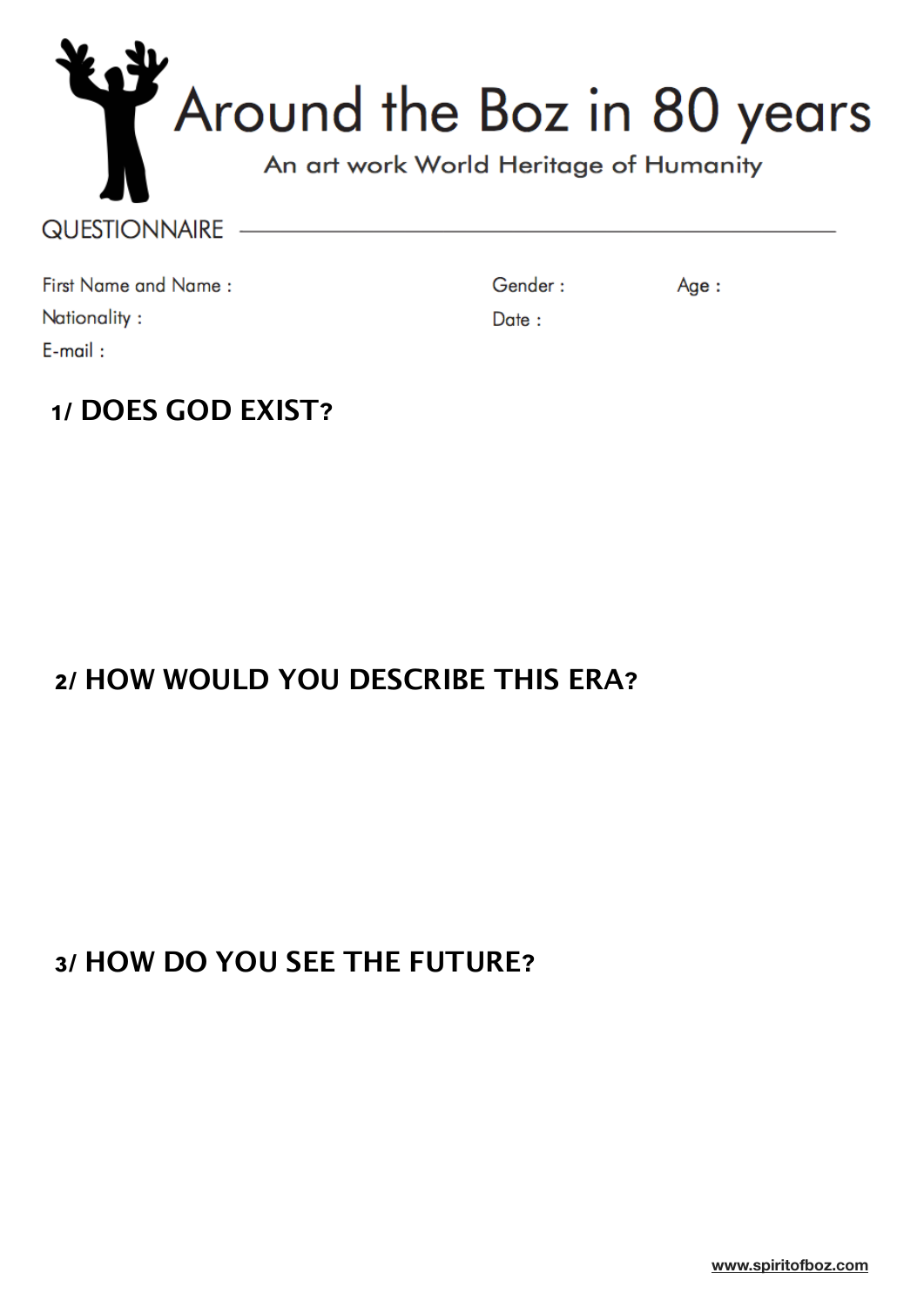# Around the Boz in 80 years

An art work World Heritage of Humanity

## QUESTIONNAIRE

First Name and Name :

Gender :

Age :

Nationality :

Date :

E-mail :

## 1/ DOES GOD EXIST?

## 2/ HOW WOULD YOU DESCRIBE THIS ERA?

## 3/ HOW DO YOU SEE THE FUTURE?

www.spiritofboz.com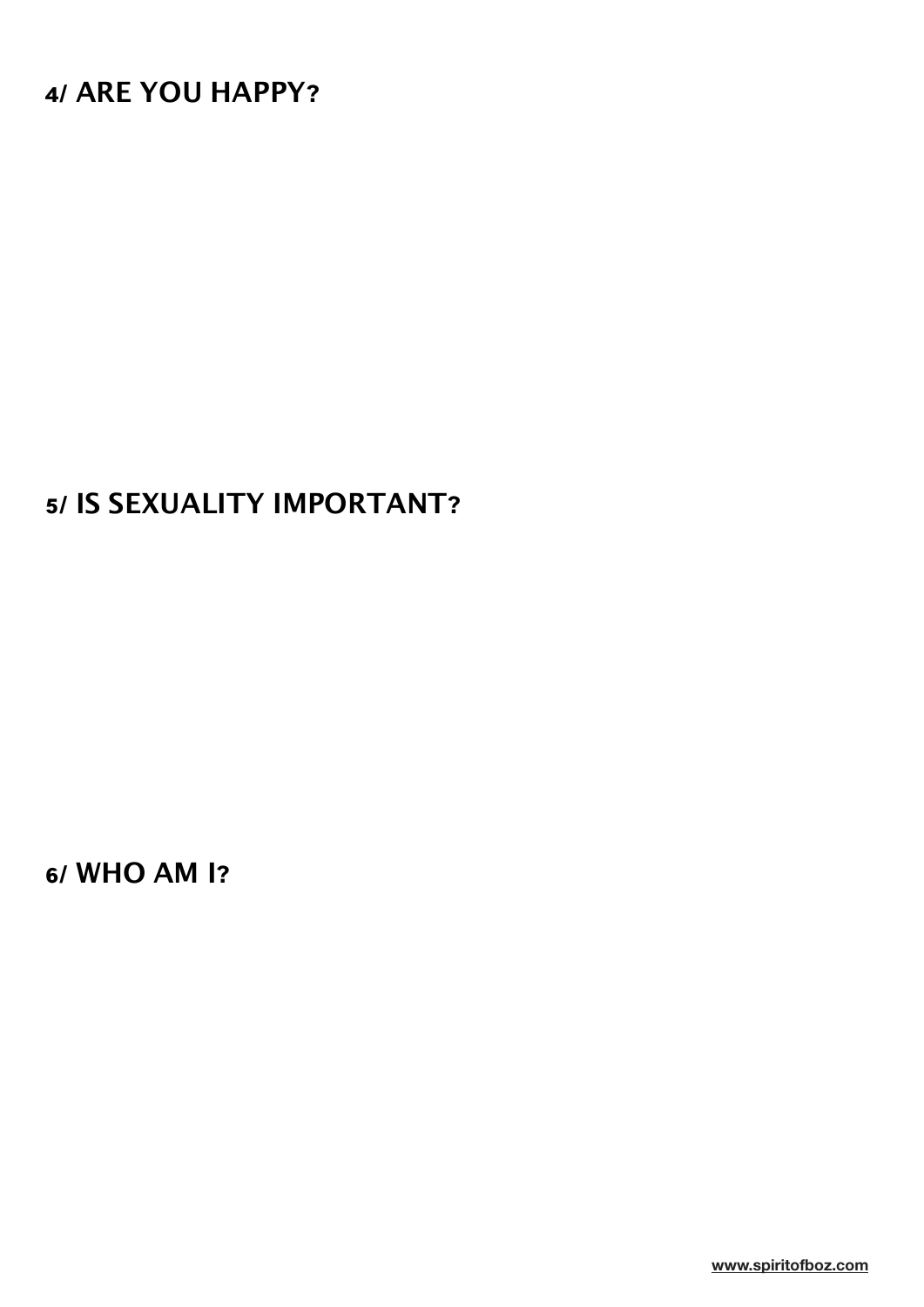## 4/ ARE YOU HAPPY?

## 5/ IS SEXUALITY IMPORTANT?

## 6/ WHO AM I?

www.spiritofboz.com